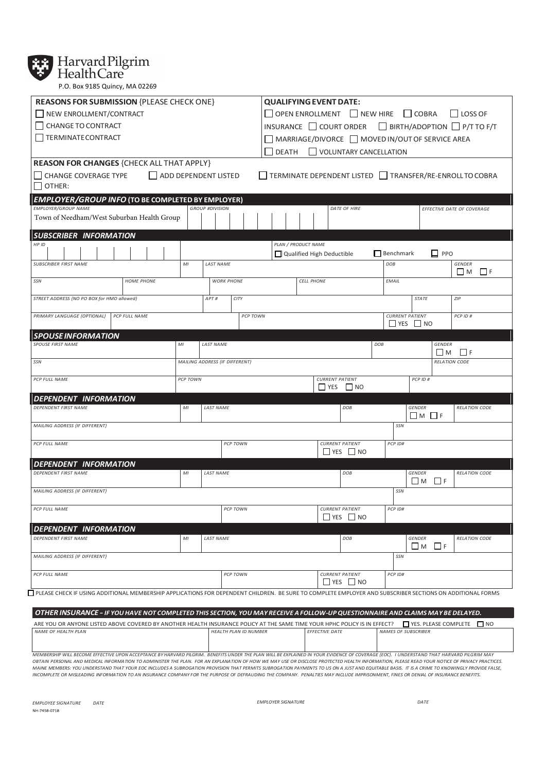Harvard Pilgrim Health Care

P.O. Box 9185 Quincy, MA 02269

**REASONS FOR SUBMISSION** {PLEASE CHECK ONE}

- ☐ NEW ENROLLMENT/CONTRACT
- ☐ CHANGE TO CONTRACT
- ☐ TERMINATE CONTRACT

**QUALIFYING EVENT DATE:**

☐ OPEN ENROLLMENT ☐ NEW HIRE ☐ COBRA ☐ LOSS OF INSURANCE ☐ COURT ORDER ☐ BIRTH/ADOPTION ☐ P/T TO F/T ☐ MARRIAGE/DIVORCE ☐ MOVED IN/OUT OF SERVICE AREA ☐ DEATH ☐ VOLUNTARY CANCELLATION

**REASON FOR CHANGES** {CHECK ALL THAT APPLY}

☐ CHANGE COVERAGE TYPE ☐ ADD DEPENDENT LISTED ☐ TERMINATE DEPENDENT LISTED ☐ TRANSFER/RE-ENROLL TO COBRA
☐ OTHER:

## EMPLOYER/GROUP INFO (TO BE COMPLETED BY EMPLOYER)

| EMPLOYER/GROUP NAME | GROUP #DIVISION | DATE OF HIRE | EFFECTIVE DATE OF COVERAGE |
|---|---|---|---|
| Town of Needham/West Suburban Health Group | | | |

## SUBSCRIBER INFORMATION

| HP ID | PLAN / PRODUCT NAME | | |
|---|---|---|---|
| | ☐ Qualified High Deductible | ☐ Benchmark | ☐ PPO |

| SUBSCRIBER FIRST NAME | MI | LAST NAME | DOB | GENDER |
|---|---|---|---|---|
| | | | | ☐ M ☐ F |

| SSN | HOME PHONE | WORK PHONE | CELL PHONE | EMAIL |
|---|---|---|---|---|
| | | | | |

| STREET ADDRESS (NO PO BOX for HMO allowed) | APT # | CITY | STATE | ZIP |
|---|---|---|---|---|
| | | | | |

| PRIMARY LANGUAGE (OPTIONAL) | PCP FULL NAME | PCP TOWN | CURRENT PATIENT | PCP ID # |
|---|---|---|---|---|
| | | | ☐ YES ☐ NO | |

## SPOUSE INFORMATION

| SPOUSE FIRST NAME | MI | LAST NAME | DOB | GENDER |
|---|---|---|---|---|
| | | | | ☐ M ☐ F |

| SSN | MAILING ADDRESS (IF DIFFERENT) | RELATION CODE |
|---|---|---|
| | | |

| PCP FULL NAME | PCP TOWN | CURRENT PATIENT | PCP ID # |
|---|---|---|---|
| | | ☐ YES ☐ NO | |

## DEPENDENT INFORMATION

| DEPENDENT FIRST NAME | MI | LAST NAME | DOB | GENDER | RELATION CODE |
|---|---|---|---|---|---|
| | | | | ☐ M ☐ F | |

| MAILING ADDRESS (IF DIFFERENT) | SSN |
|---|---|
| | |

| PCP FULL NAME | PCP TOWN | CURRENT PATIENT | PCP ID# |
|---|---|---|---|
| | | ☐ YES ☐ NO | |

## DEPENDENT INFORMATION

| DEPENDENT FIRST NAME | MI | LAST NAME | DOB | GENDER | RELATION CODE |
|---|---|---|---|---|---|
| | | | | ☐ M ☐ F | |

| MAILING ADDRESS (IF DIFFERENT) | SSN |
|---|---|
| | |

| PCP FULL NAME | PCP TOWN | CURRENT PATIENT | PCP ID# |
|---|---|---|---|
| | | ☐ YES ☐ NO | |

## DEPENDENT INFORMATION

| DEPENDENT FIRST NAME | MI | LAST NAME | DOB | GENDER | RELATION CODE |
|---|---|---|---|---|---|
| | | | | ☐ M ☐ F | |

| MAILING ADDRESS (IF DIFFERENT) | SSN |
|---|---|
| | |

| PCP FULL NAME | PCP TOWN | CURRENT PATIENT | PCP ID# |
|---|---|---|---|
| | | ☐ YES ☐ NO | |

☐ PLEASE CHECK IF USING ADDITIONAL MEMBERSHIP APPLICATIONS FOR DEPENDENT CHILDREN. BE SURE TO COMPLETE EMPLOYER AND SUBSCRIBER SECTIONS ON ADDITIONAL FORMS

## OTHER INSURANCE – IF YOU HAVE NOT COMPLETED THIS SECTION, YOU MAY RECEIVE A FOLLOW-UP QUESTIONNAIRE AND CLAIMS MAY BE DELAYED.

ARE YOU OR ANYONE LISTED ABOVE COVERED BY ANOTHER HEALTH INSURANCE POLICY AT THE SAME TIME YOUR HPHC POLICY IS IN EFFECT? ☐ YES. PLEASE COMPLETE ☐ NO

| NAME OF HEALTH PLAN | HEALTH PLAN ID NUMBER | EFFECTIVE DATE | NAMES OF SUBSCRIBER |
|---|---|---|---|
| | | | |

*MEMBERSHIP WILL BECOME EFFECTIVE UPON ACCEPTANCE BY HARVARD PILGRIM. BENEFITS UNDER THE PLAN WILL BE EXPLAINED IN YOUR EVIDENCE OF COVERAGE (EOC). I UNDERSTAND THAT HARVARD PILGRIM MAY OBTAIN PERSONAL AND MEDICAL INFORMATION TO ADMINISTER THE PLAN. FOR AN EXPLANATION OF HOW WE MAY USE OR DISCLOSE PROTECTED HEALTH INFORMATION, PLEASE READ YOUR NOTICE OF PRIVACY PRACTICES. MAINE MEMBERS: YOU UNDERSTAND THAT YOUR EOC INCLUDES A SUBROGATION PROVISION THAT PERMITS SUBROGATION PAYMENTS TO US ON A JUST AND EQUITABLE BASIS. IT IS A CRIME TO KNOWINGLY PROVIDE FALSE, INCOMPLETE OR MISLEADING INFORMATION TO AN INSURANCE COMPANY FOR THE PURPOSE OF DEFRAUDING THE COMPANY. PENALTIES MAY INCLUDE IMPRISONMENT, FINES OR DENIAL OF INSURANCE BENEFITS.*

EMPLOYEE SIGNATURE DATE EMPLOYER SIGNATURE DATE

NH-7458-0718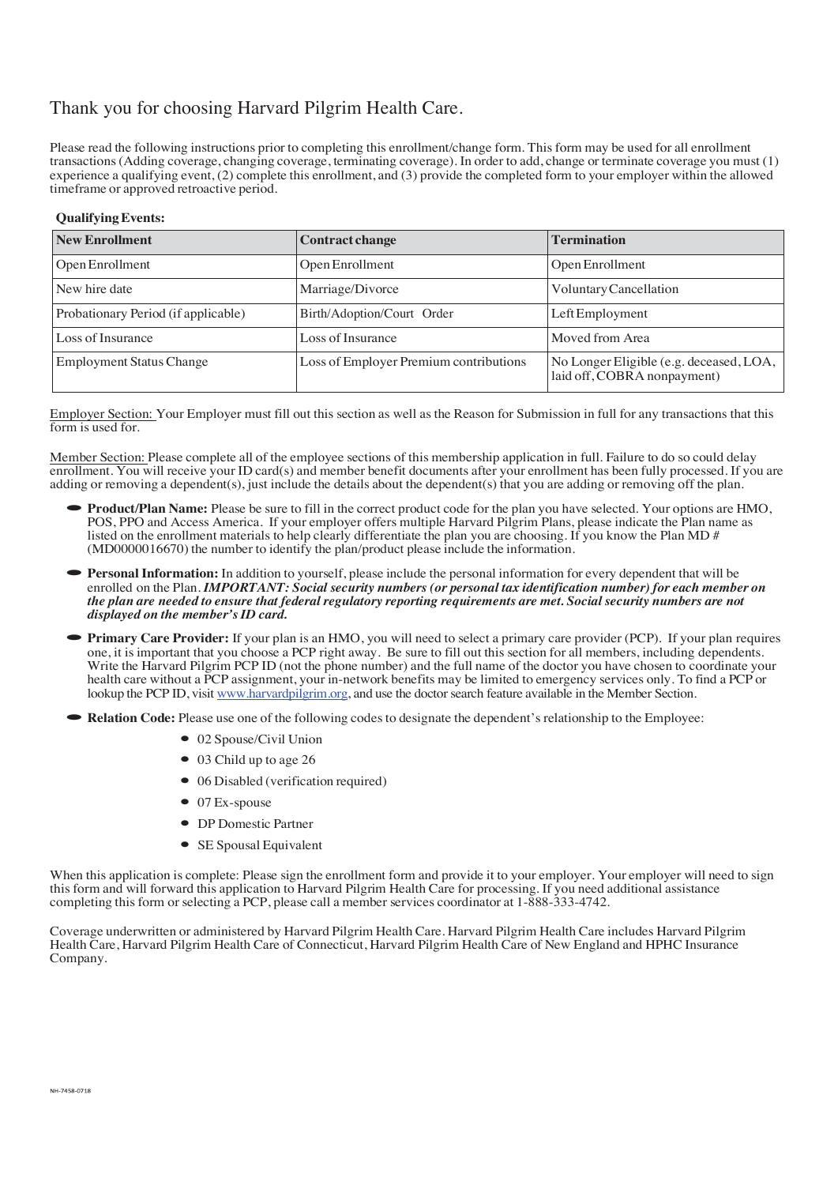# Thank you for choosing Harvard Pilgrim Health Care.

Please read the following instructions prior to completing this enrollment/change form. This form may be used for all enrollment transactions (Adding coverage, changing coverage, terminating coverage). In order to add, change or terminate coverage you must (1) experience a qualifying event, (2) complete this enrollment, and (3) provide the completed form to your employer within the allowed timeframe or approved retroactive period.

**Qualifying Events:**

| New Enrollment | Contract change | Termination |
|---|---|---|
| Open Enrollment | Open Enrollment | Open Enrollment |
| New hire date | Marriage/Divorce | Voluntary Cancellation |
| Probationary Period (if applicable) | Birth/Adoption/Court Order | Left Employment |
| Loss of Insurance | Loss of Insurance | Moved from Area |
| Employment Status Change | Loss of Employer Premium contributions | No Longer Eligible (e.g. deceased, LOA, laid off, COBRA nonpayment) |

Employer Section: Your Employer must fill out this section as well as the Reason for Submission in full for any transactions that this form is used for.

Member Section: Please complete all of the employee sections of this membership application in full. Failure to do so could delay enrollment. You will receive your ID card(s) and member benefit documents after your enrollment has been fully processed. If you are adding or removing a dependent(s), just include the details about the dependent(s) that you are adding or removing off the plan.

- **Product/Plan Name:** Please be sure to fill in the correct product code for the plan you have selected. Your options are HMO, POS, PPO and Access America. If your employer offers multiple Harvard Pilgrim Plans, please indicate the Plan name as listed on the enrollment materials to help clearly differentiate the plan you are choosing. If you know the Plan MD # (MD0000016670) the number to identify the plan/product please include the information.
- **Personal Information:** In addition to yourself, please include the personal information for every dependent that will be enrolled on the Plan. ***IMPORTANT: Social security numbers (or personal tax identification number) for each member on the plan are needed to ensure that federal regulatory reporting requirements are met. Social security numbers are not displayed on the member's ID card.***
- **Primary Care Provider:** If your plan is an HMO, you will need to select a primary care provider (PCP). If your plan requires one, it is important that you choose a PCP right away. Be sure to fill out this section for all members, including dependents. Write the Harvard Pilgrim PCP ID (not the phone number) and the full name of the doctor you have chosen to coordinate your health care without a PCP assignment, your in-network benefits may be limited to emergency services only. To find a PCP or lookup the PCP ID, visit www.harvardpilgrim.org, and use the doctor search feature available in the Member Section.
- **Relation Code:** Please use one of the following codes to designate the dependent's relationship to the Employee:
  - 02 Spouse/Civil Union
  - 03 Child up to age 26
  - 06 Disabled (verification required)
  - 07 Ex-spouse
  - DP Domestic Partner
  - SE Spousal Equivalent

When this application is complete: Please sign the enrollment form and provide it to your employer. Your employer will need to sign this form and will forward this application to Harvard Pilgrim Health Care for processing. If you need additional assistance completing this form or selecting a PCP, please call a member services coordinator at 1-888-333-4742.

Coverage underwritten or administered by Harvard Pilgrim Health Care. Harvard Pilgrim Health Care includes Harvard Pilgrim Health Care, Harvard Pilgrim Health Care of Connecticut, Harvard Pilgrim Health Care of New England and HPHC Insurance Company.

NH-7458-0718